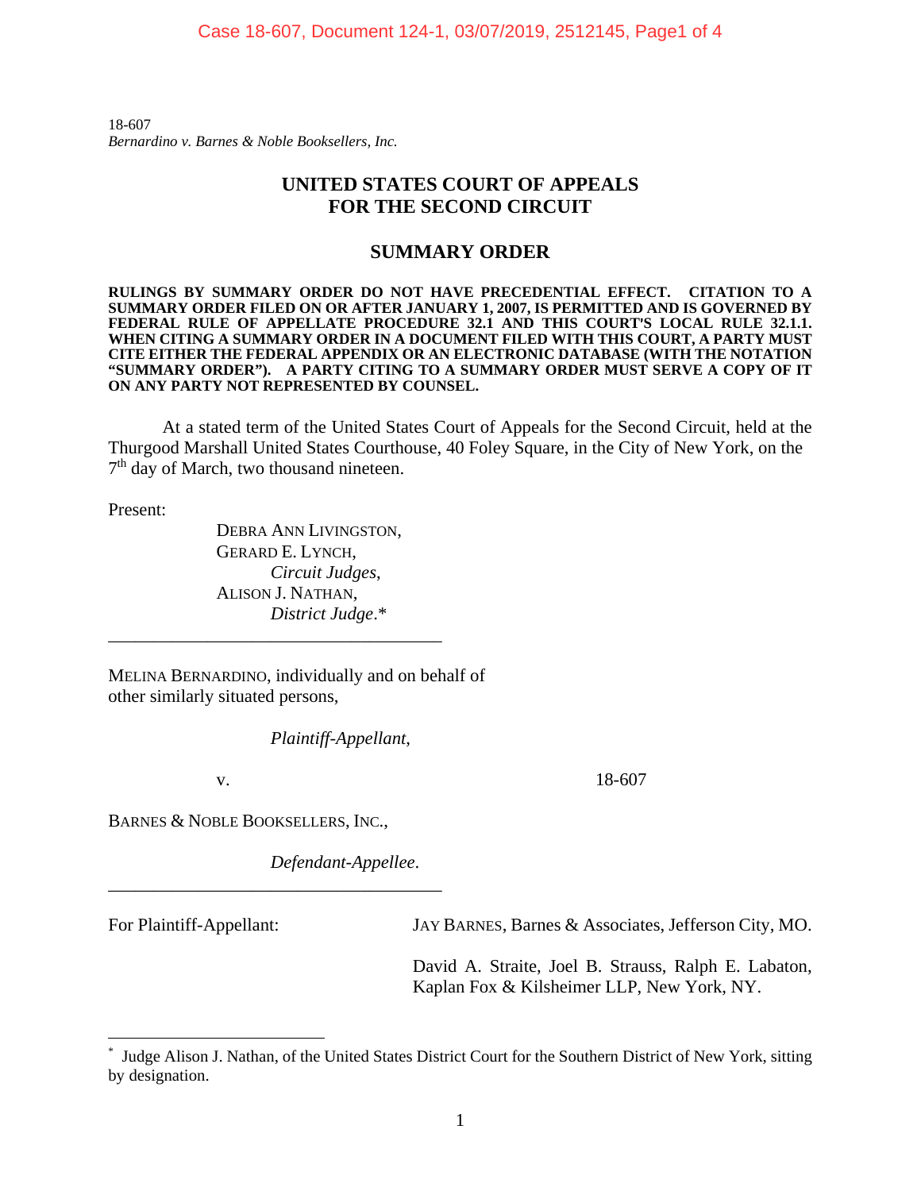18-607
*Bernardino v. Barnes & Noble Booksellers, Inc.*

# UNITED STATES COURT OF APPEALS
# FOR THE SECOND CIRCUIT

## SUMMARY ORDER

**RULINGS BY SUMMARY ORDER DO NOT HAVE PRECEDENTIAL EFFECT. CITATION TO A SUMMARY ORDER FILED ON OR AFTER JANUARY 1, 2007, IS PERMITTED AND IS GOVERNED BY FEDERAL RULE OF APPELLATE PROCEDURE 32.1 AND THIS COURT'S LOCAL RULE 32.1.1. WHEN CITING A SUMMARY ORDER IN A DOCUMENT FILED WITH THIS COURT, A PARTY MUST CITE EITHER THE FEDERAL APPENDIX OR AN ELECTRONIC DATABASE (WITH THE NOTATION "SUMMARY ORDER"). A PARTY CITING TO A SUMMARY ORDER MUST SERVE A COPY OF IT ON ANY PARTY NOT REPRESENTED BY COUNSEL.**

At a stated term of the United States Court of Appeals for the Second Circuit, held at the Thurgood Marshall United States Courthouse, 40 Foley Square, in the City of New York, on the 7th day of March, two thousand nineteen.

Present:

DEBRA ANN LIVINGSTON,
GERARD E. LYNCH,
*Circuit Judges,*
ALISON J. NATHAN,
*District Judge.*[*]

---

MELINA BERNARDINO, individually and on behalf of other similarly situated persons,

*Plaintiff-Appellant,*

v. 18-607

BARNES & NOBLE BOOKSELLERS, INC.,

*Defendant-Appellee.*

---

For Plaintiff-Appellant: JAY BARNES, Barnes & Associates, Jefferson City, MO.

David A. Straite, Joel B. Strauss, Ralph E. Labaton, Kaplan Fox & Kilsheimer LLP, New York, NY.

---

[*] Judge Alison J. Nathan, of the United States District Court for the Southern District of New York, sitting by designation.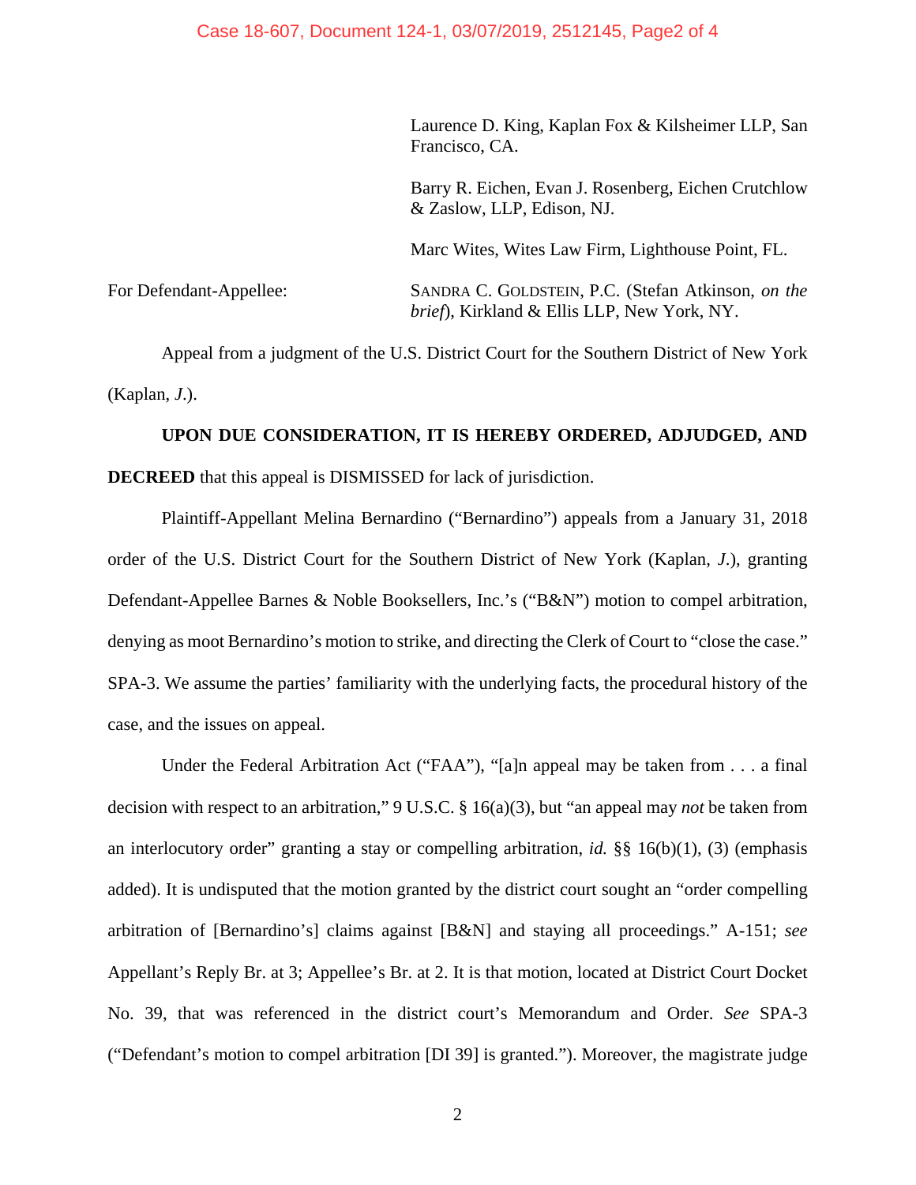Laurence D. King, Kaplan Fox & Kilsheimer LLP, San Francisco, CA.

Barry R. Eichen, Evan J. Rosenberg, Eichen Crutchlow & Zaslow, LLP, Edison, NJ.

Marc Wites, Wites Law Firm, Lighthouse Point, FL.

For Defendant-Appellee: SANDRA C. GOLDSTEIN, P.C. (Stefan Atkinson, *on the brief*), Kirkland & Ellis LLP, New York, NY.

Appeal from a judgment of the U.S. District Court for the Southern District of New York (Kaplan, *J.*).

**UPON DUE CONSIDERATION, IT IS HEREBY ORDERED, ADJUDGED, AND DECREED** that this appeal is DISMISSED for lack of jurisdiction.

Plaintiff-Appellant Melina Bernardino ("Bernardino") appeals from a January 31, 2018 order of the U.S. District Court for the Southern District of New York (Kaplan, *J.*), granting Defendant-Appellee Barnes & Noble Booksellers, Inc.'s ("B&N") motion to compel arbitration, denying as moot Bernardino's motion to strike, and directing the Clerk of Court to "close the case." SPA-3. We assume the parties' familiarity with the underlying facts, the procedural history of the case, and the issues on appeal.

Under the Federal Arbitration Act ("FAA"), "[a]n appeal may be taken from . . . a final decision with respect to an arbitration," 9 U.S.C. § 16(a)(3), but "an appeal may *not* be taken from an interlocutory order" granting a stay or compelling arbitration, *id.* §§ 16(b)(1), (3) (emphasis added). It is undisputed that the motion granted by the district court sought an "order compelling arbitration of [Bernardino's] claims against [B&N] and staying all proceedings." A-151; *see* Appellant's Reply Br. at 3; Appellee's Br. at 2. It is that motion, located at District Court Docket No. 39, that was referenced in the district court's Memorandum and Order. *See* SPA-3 ("Defendant's motion to compel arbitration [DI 39] is granted."). Moreover, the magistrate judge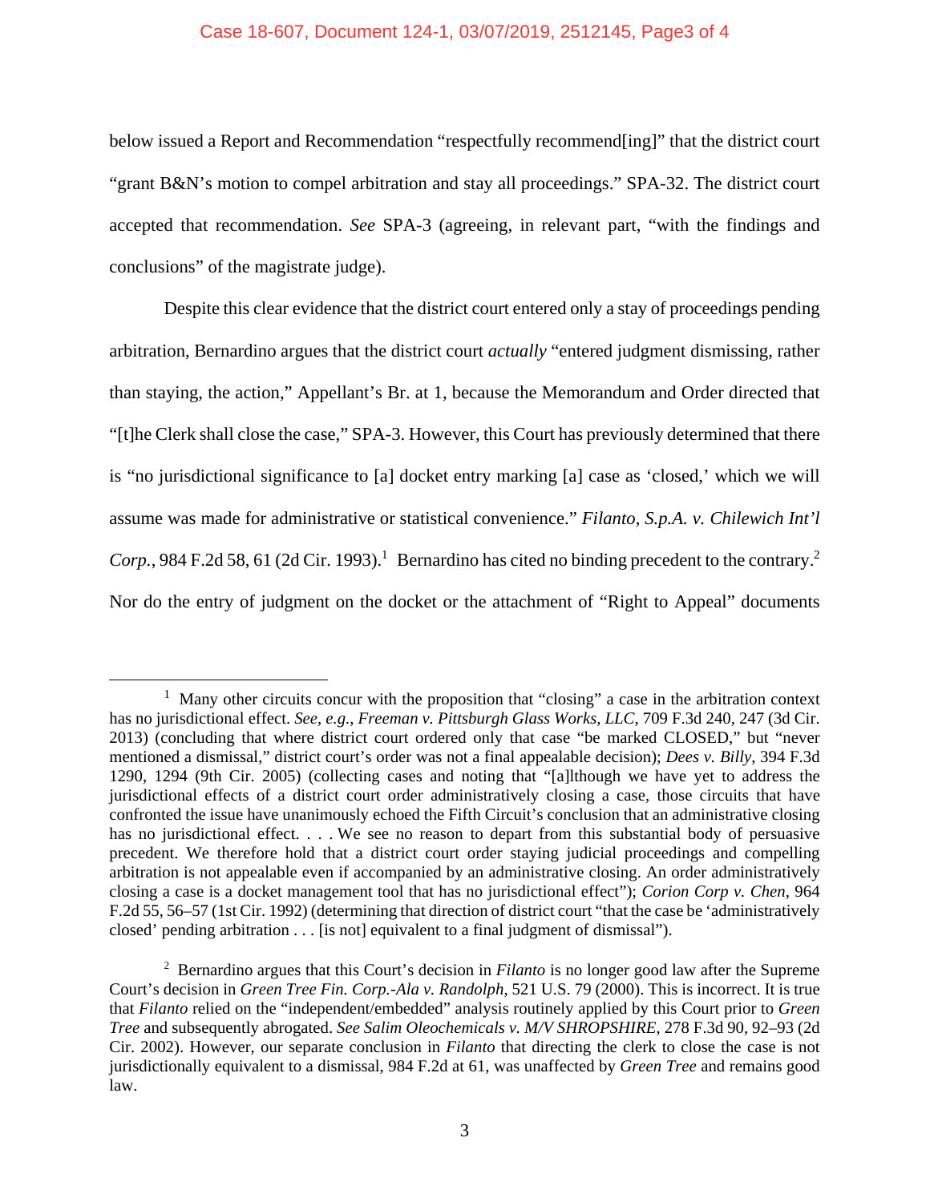below issued a Report and Recommendation "respectfully recommend[ing]" that the district court "grant B&N's motion to compel arbitration and stay all proceedings." SPA-32. The district court accepted that recommendation. *See* SPA-3 (agreeing, in relevant part, "with the findings and conclusions" of the magistrate judge).

Despite this clear evidence that the district court entered only a stay of proceedings pending arbitration, Bernardino argues that the district court *actually* "entered judgment dismissing, rather than staying, the action," Appellant's Br. at 1, because the Memorandum and Order directed that "[t]he Clerk shall close the case," SPA-3. However, this Court has previously determined that there is "no jurisdictional significance to [a] docket entry marking [a] case as 'closed,' which we will assume was made for administrative or statistical convenience." *Filanto, S.p.A. v. Chilewich Int'l Corp.*, 984 F.2d 58, 61 (2d Cir. 1993).[1] Bernardino has cited no binding precedent to the contrary.[2] Nor do the entry of judgment on the docket or the attachment of "Right to Appeal" documents

---

[1] Many other circuits concur with the proposition that "closing" a case in the arbitration context has no jurisdictional effect. *See, e.g.*, *Freeman v. Pittsburgh Glass Works, LLC*, 709 F.3d 240, 247 (3d Cir. 2013) (concluding that where district court ordered only that case "be marked CLOSED," but "never mentioned a dismissal," district court's order was not a final appealable decision); *Dees v. Billy*, 394 F.3d 1290, 1294 (9th Cir. 2005) (collecting cases and noting that "[a]lthough we have yet to address the jurisdictional effects of a district court order administratively closing a case, those circuits that have confronted the issue have unanimously echoed the Fifth Circuit's conclusion that an administrative closing has no jurisdictional effect. . . . We see no reason to depart from this substantial body of persuasive precedent. We therefore hold that a district court order staying judicial proceedings and compelling arbitration is not appealable even if accompanied by an administrative closing. An order administratively closing a case is a docket management tool that has no jurisdictional effect"); *Corion Corp v. Chen*, 964 F.2d 55, 56–57 (1st Cir. 1992) (determining that direction of district court "that the case be 'administratively closed' pending arbitration . . . [is not] equivalent to a final judgment of dismissal").

[2] Bernardino argues that this Court's decision in *Filanto* is no longer good law after the Supreme Court's decision in *Green Tree Fin. Corp.-Ala v. Randolph*, 521 U.S. 79 (2000). This is incorrect. It is true that *Filanto* relied on the "independent/embedded" analysis routinely applied by this Court prior to *Green Tree* and subsequently abrogated. *See Salim Oleochemicals v. M/V SHROPSHIRE*, 278 F.3d 90, 92–93 (2d Cir. 2002). However, our separate conclusion in *Filanto* that directing the clerk to close the case is not jurisdictionally equivalent to a dismissal, 984 F.2d at 61, was unaffected by *Green Tree* and remains good law.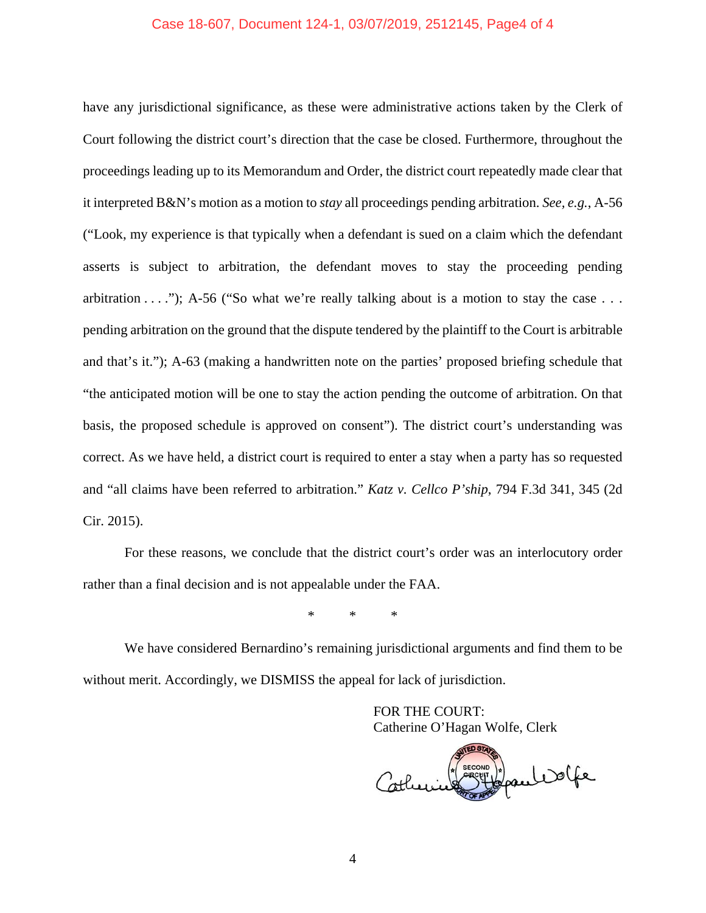have any jurisdictional significance, as these were administrative actions taken by the Clerk of Court following the district court's direction that the case be closed. Furthermore, throughout the proceedings leading up to its Memorandum and Order, the district court repeatedly made clear that it interpreted B&N's motion as a motion to *stay* all proceedings pending arbitration. *See, e.g.*, A-56 ("Look, my experience is that typically when a defendant is sued on a claim which the defendant asserts is subject to arbitration, the defendant moves to stay the proceeding pending arbitration . . . ."); A-56 ("So what we're really talking about is a motion to stay the case . . . pending arbitration on the ground that the dispute tendered by the plaintiff to the Court is arbitrable and that's it."); A-63 (making a handwritten note on the parties' proposed briefing schedule that "the anticipated motion will be one to stay the action pending the outcome of arbitration. On that basis, the proposed schedule is approved on consent"). The district court's understanding was correct. As we have held, a district court is required to enter a stay when a party has so requested and "all claims have been referred to arbitration." *Katz v. Cellco P'ship*, 794 F.3d 341, 345 (2d Cir. 2015).

For these reasons, we conclude that the district court's order was an interlocutory order rather than a final decision and is not appealable under the FAA.

\* \* \*

We have considered Bernardino's remaining jurisdictional arguments and find them to be without merit. Accordingly, we DISMISS the appeal for lack of jurisdiction.

FOR THE COURT:
Catherine O'Hagan Wolfe, Clerk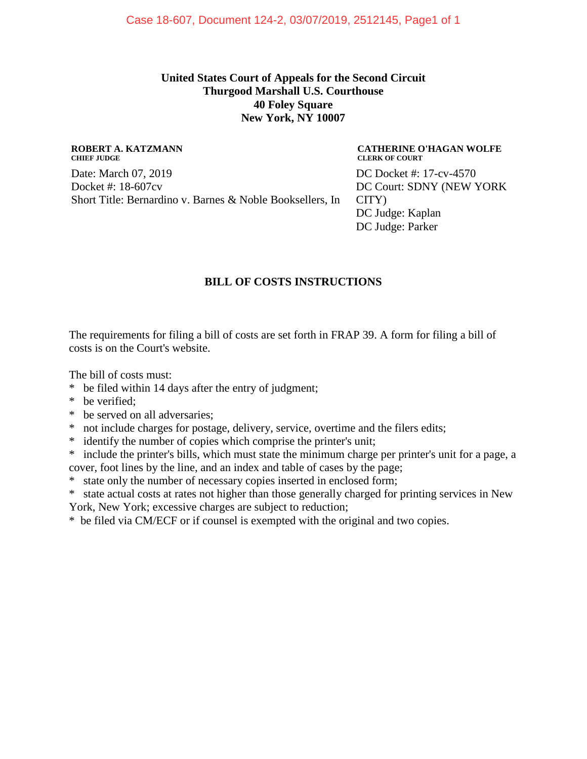**United States Court of Appeals for the Second Circuit**
**Thurgood Marshall U.S. Courthouse**
**40 Foley Square**
**New York, NY 10007**

**ROBERT A. KATZMANN**
**CHIEF JUDGE**

**CATHERINE O'HAGAN WOLFE**
**CLERK OF COURT**

Date: March 07, 2019
Docket #: 18-607cv
Short Title: Bernardino v. Barnes & Noble Booksellers, In

DC Docket #: 17-cv-4570
DC Court: SDNY (NEW YORK CITY)
DC Judge: Kaplan
DC Judge: Parker

## BILL OF COSTS INSTRUCTIONS

The requirements for filing a bill of costs are set forth in FRAP 39. A form for filing a bill of costs is on the Court's website.

The bill of costs must:

* be filed within 14 days after the entry of judgment;
* be verified;
* be served on all adversaries;
* not include charges for postage, delivery, service, overtime and the filers edits;
* identify the number of copies which comprise the printer's unit;
* include the printer's bills, which must state the minimum charge per printer's unit for a page, a cover, foot lines by the line, and an index and table of cases by the page;
* state only the number of necessary copies inserted in enclosed form;
* state actual costs at rates not higher than those generally charged for printing services in New York, New York; excessive charges are subject to reduction;
* be filed via CM/ECF or if counsel is exempted with the original and two copies.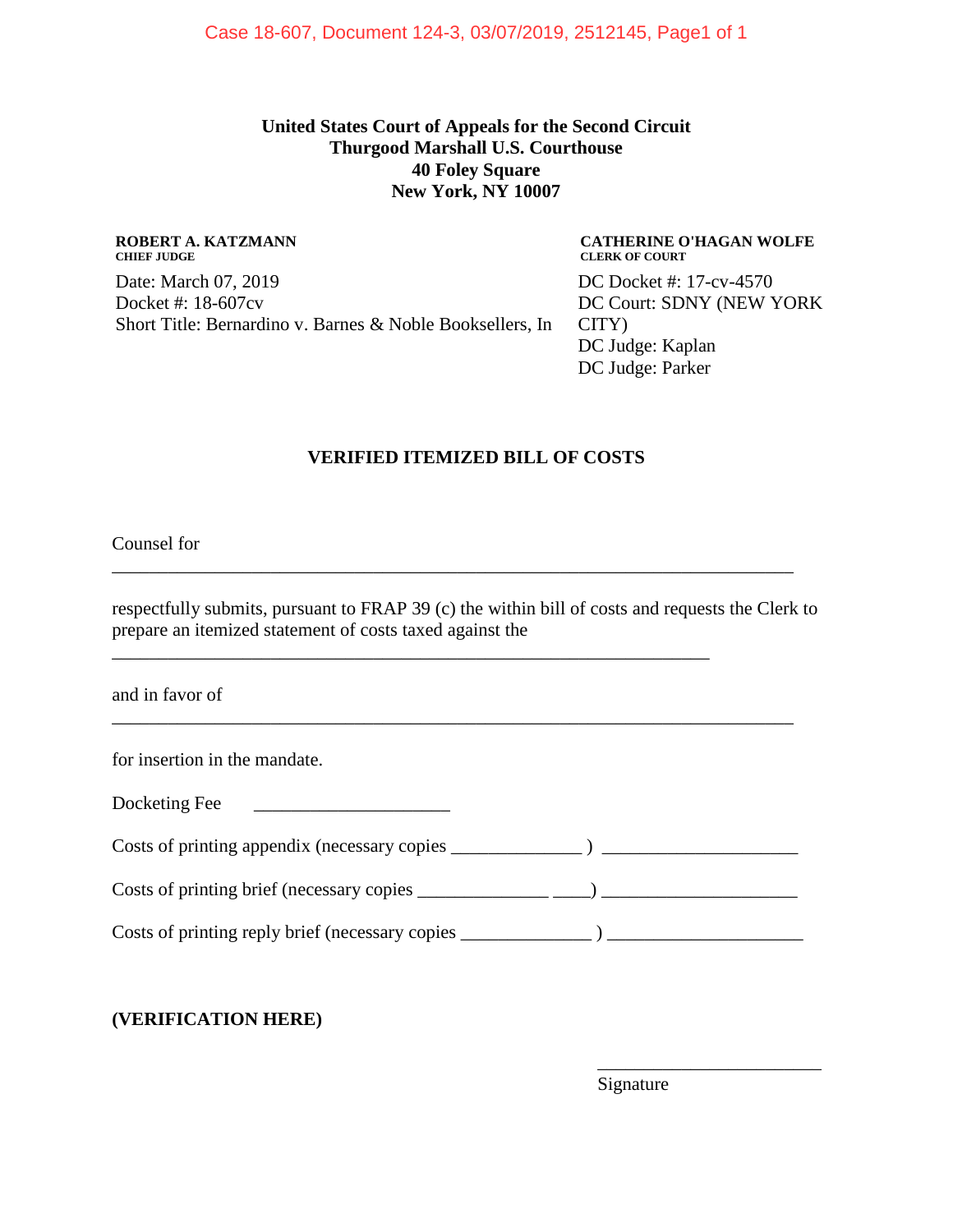**United States Court of Appeals for the Second Circuit**
**Thurgood Marshall U.S. Courthouse**
**40 Foley Square**
**New York, NY 10007**

**ROBERT A. KATZMANN**
**CHIEF JUDGE**

**CATHERINE O'HAGAN WOLFE**
**CLERK OF COURT**

Date: March 07, 2019
Docket #: 18-607cv
Short Title: Bernardino v. Barnes & Noble Booksellers, In

DC Docket #: 17-cv-4570
DC Court: SDNY (NEW YORK CITY)
DC Judge: Kaplan
DC Judge: Parker

## VERIFIED ITEMIZED BILL OF COSTS

Counsel for

_____________________________________________________________________________

respectfully submits, pursuant to FRAP 39 (c) the within bill of costs and requests the Clerk to prepare an itemized statement of costs taxed against the

___________________________________________________________________

and in favor of

_____________________________________________________________________________

for insertion in the mandate.

Docketing Fee _____________________

Costs of printing appendix (necessary copies ______________ ) _____________________

Costs of printing brief (necessary copies ______________ ____) _____________________

Costs of printing reply brief (necessary copies ______________ ) _____________________

**(VERIFICATION HERE)**

________________________
Signature